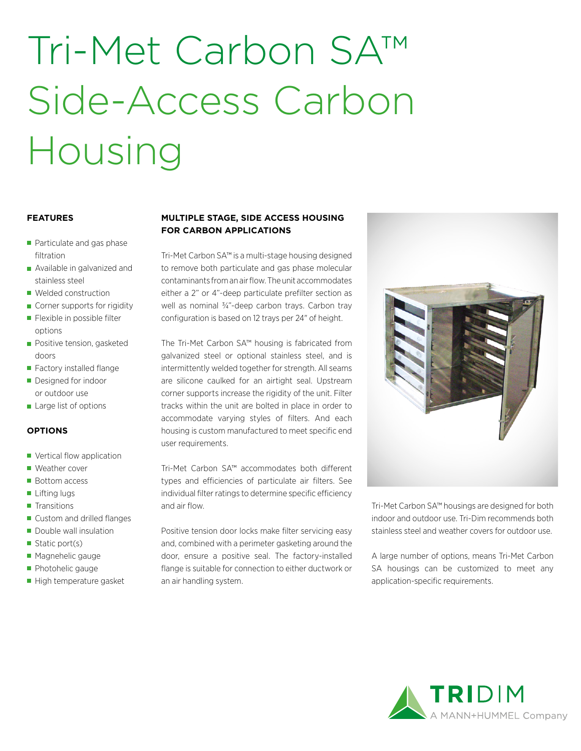# Tri-Met Carbon SA™ Side-Access Carbon Housing

### FEATURES

- Particulate and gas phase filtration
- Available in galvanized and stainless steel
- Welded construction
- Corner supports for rigidity
- Flexible in possible filter options
- Positive tension, gasketed doors
- Factory installed flange
- Designed for indoor or outdoor use
- Large list of options

### OPTIONS

- Vertical flow application
- Weather cover
- Bottom access
- Lifting lugs
- Transitions
- Custom and drilled flanges
- Double wall insulation
- Static port(s)
- Magnehelic gauge
- Photohelic gauge
- High temperature gasket

### MULTIPLE STAGE, SIDE ACCESS HOUSING FOR CARBON APPLICATIONS

Tri-Met Carbon SA™ is a multi-stage housing designed to remove both particulate and gas phase molecular contaminants from an air flow. The unit accommodates either a 2" or 4"-deep particulate prefilter section as well as nominal ¾"-deep carbon trays. Carbon tray configuration is based on 12 trays per 24" of height.

The Tri-Met Carbon SA™ housing is fabricated from galvanized steel or optional stainless steel, and is intermittently welded together for strength. All seams are silicone caulked for an airtight seal. Upstream corner supports increase the rigidity of the unit. Filter tracks within the unit are bolted in place in order to accommodate varying styles of filters. And each housing is custom manufactured to meet specific end user requirements.

Tri-Met Carbon SA™ accommodates both different types and efficiencies of particulate air filters. See individual filter ratings to determine specific efficiency and air flow.

Positive tension door locks make filter servicing easy and, combined with a perimeter gasketing around the door, ensure a positive seal. The factory-installed flange is suitable for connection to either ductwork or an air handling system.

Tri-Met Carbon SA™ housings are designed for both indoor and outdoor use. Tri-Dim recommends both stainless steel and weather covers for outdoor use.

A large number of options, means Tri-Met Carbon SA housings can be customized to meet any application-specific requirements.

TRIDIM
A MANN+HUMMEL Company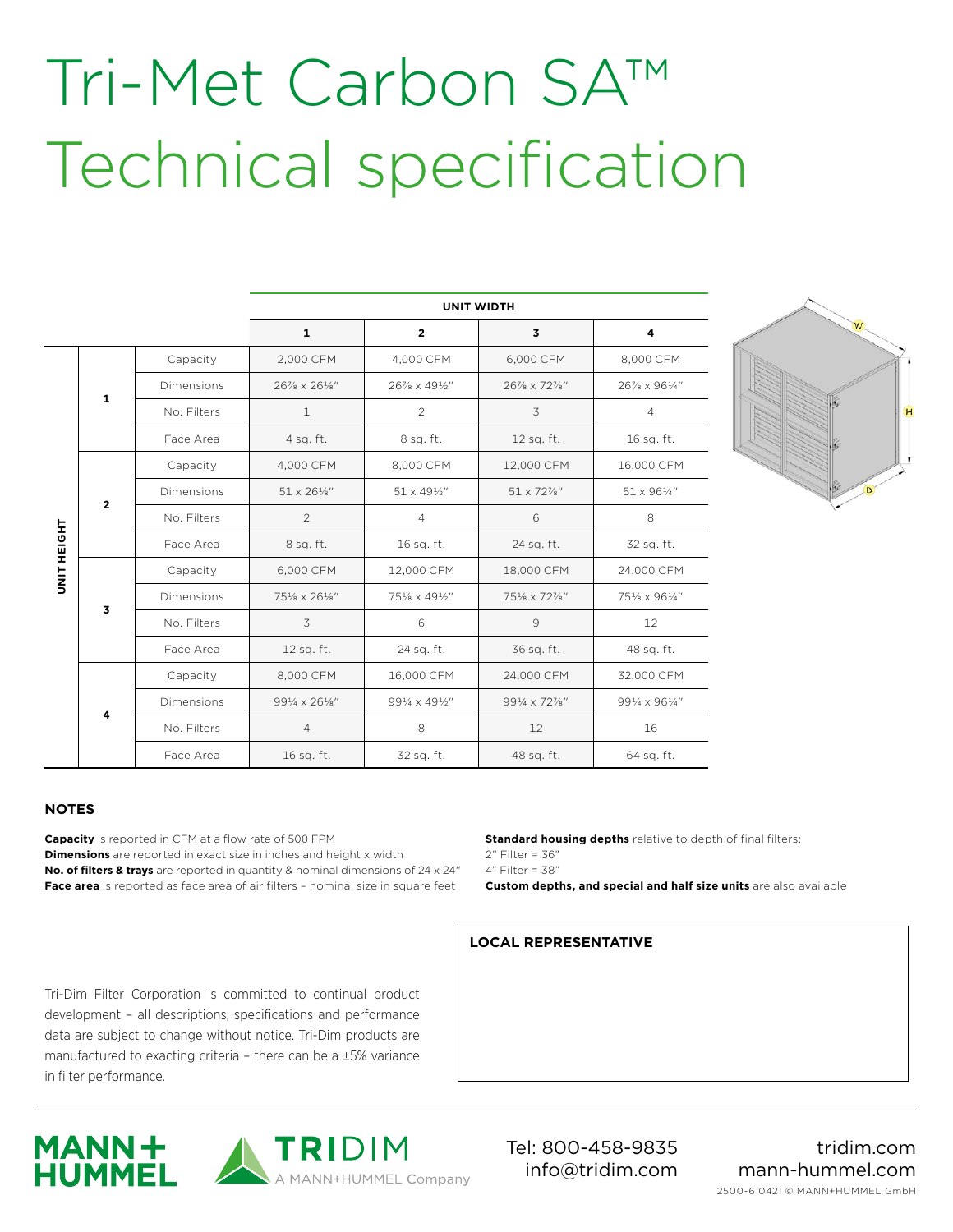# Tri-Met Carbon SA™ Technical specification

| | | | UNIT WIDTH | | | |
|---|---|---|---|---|---|---|
| | | | 1 | 2 | 3 | 4 |
| UNIT HEIGHT | 1 | Capacity | 2,000 CFM | 4,000 CFM | 6,000 CFM | 8,000 CFM |
| | | Dimensions | 26⅞ x 26⅛" | 26⅞ x 49½" | 26⅞ x 72⅞" | 26⅞ x 96¼" |
| | | No. Filters | 1 | 2 | 3 | 4 |
| | | Face Area | 4 sq. ft. | 8 sq. ft. | 12 sq. ft. | 16 sq. ft. |
| | 2 | Capacity | 4,000 CFM | 8,000 CFM | 12,000 CFM | 16,000 CFM |
| | | Dimensions | 51 x 26⅛" | 51 x 49½" | 51 x 72⅞" | 51 x 96¼" |
| | | No. Filters | 2 | 4 | 6 | 8 |
| | | Face Area | 8 sq. ft. | 16 sq. ft. | 24 sq. ft. | 32 sq. ft. |
| | 3 | Capacity | 6,000 CFM | 12,000 CFM | 18,000 CFM | 24,000 CFM |
| | | Dimensions | 75⅛ x 26⅛" | 75⅛ x 49½" | 75⅛ x 72⅞" | 75⅛ x 96¼" |
| | | No. Filters | 3 | 6 | 9 | 12 |
| | | Face Area | 12 sq. ft. | 24 sq. ft. | 36 sq. ft. | 48 sq. ft. |
| | 4 | Capacity | 8,000 CFM | 16,000 CFM | 24,000 CFM | 32,000 CFM |
| | | Dimensions | 99¼ x 26⅛" | 99¼ x 49½" | 99¼ x 72⅞" | 99¼ x 96¼" |
| | | No. Filters | 4 | 8 | 12 | 16 |
| | | Face Area | 16 sq. ft. | 32 sq. ft. | 48 sq. ft. | 64 sq. ft. |

W

H

D

## NOTES

**Capacity** is reported in CFM at a flow rate of 500 FPM
**Dimensions** are reported in exact size in inches and height x width
**No. of filters & trays** are reported in quantity & nominal dimensions of 24 x 24"
**Face area** is reported as face area of air filters – nominal size in square feet

**Standard housing depths** relative to depth of final filters:
2" Filter = 36"
4" Filter = 38"
**Custom depths, and special and half size units** are also available

Tri-Dim Filter Corporation is committed to continual product development – all descriptions, specifications and performance data are subject to change without notice. Tri-Dim products are manufactured to exacting criteria – there can be a ±5% variance in filter performance.

**LOCAL REPRESENTATIVE**

MANN+HUMMEL

TRIDIM A MANN+HUMMEL Company

Tel: 800-458-9835
info@tridim.com

tridim.com
mann-hummel.com

2500-6 0421 © MANN+HUMMEL GmbH